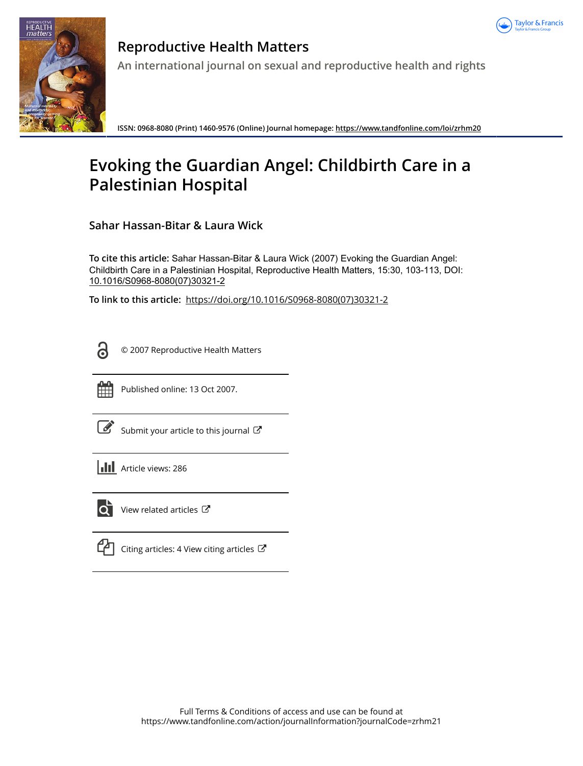Reproductive Health Matters

An international journal on sexual and reproductive health and rights

ISSN: 0968-8080 (Print) 1460-9576 (Online) Journal homepage: https://www.tandfonline.com/loi/zrhm20

# Evoking the Guardian Angel: Childbirth Care in a Palestinian Hospital

**Sahar Hassan-Bitar & Laura Wick**

**To cite this article:** Sahar Hassan-Bitar & Laura Wick (2007) Evoking the Guardian Angel: Childbirth Care in a Palestinian Hospital, Reproductive Health Matters, 15:30, 103-113, DOI: 10.1016/S0968-8080(07)30321-2

**To link to this article:** https://doi.org/10.1016/S0968-8080(07)30321-2

© 2007 Reproductive Health Matters

Published online: 13 Oct 2007.

Submit your article to this journal

Article views: 286

View related articles

Citing articles: 4 View citing articles

Full Terms & Conditions of access and use can be found at https://www.tandfonline.com/action/journalInformation?journalCode=zrhm21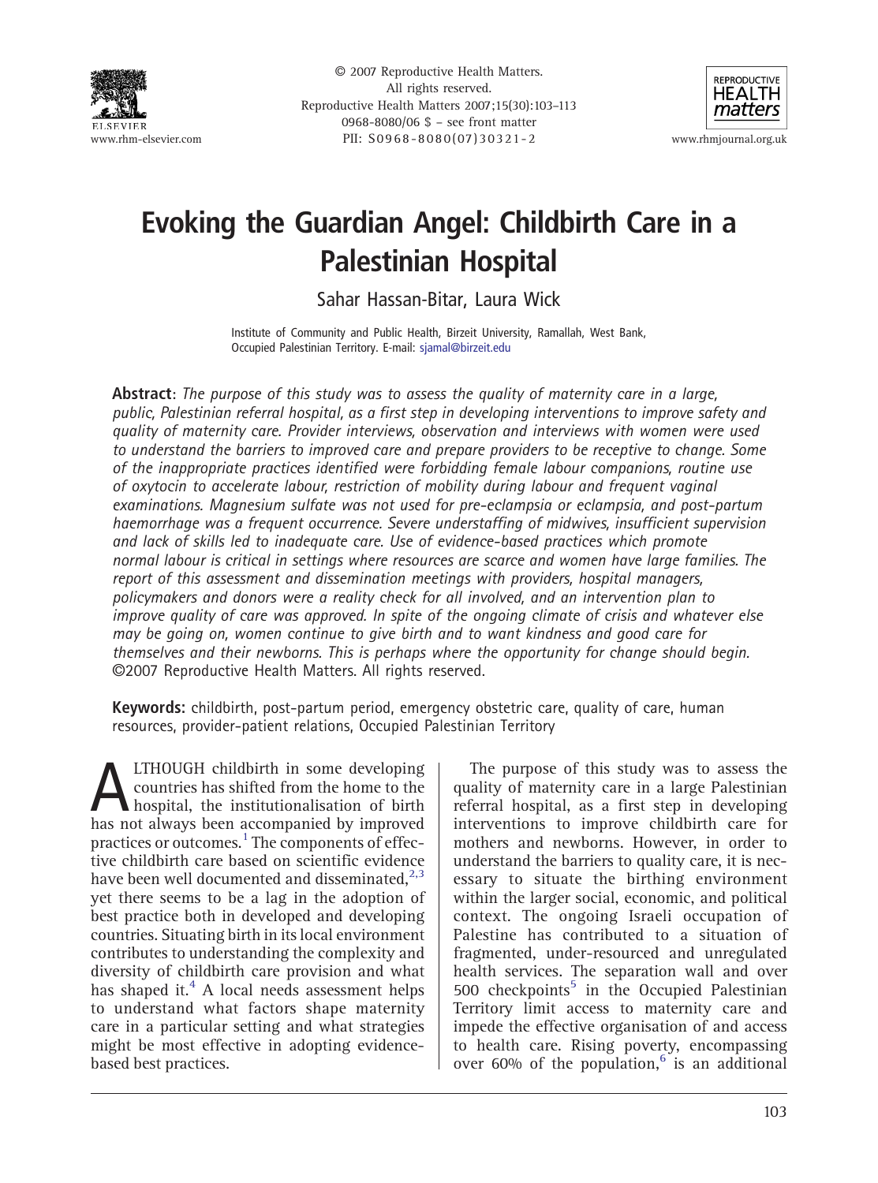# Evoking the Guardian Angel: Childbirth Care in a Palestinian Hospital

Sahar Hassan-Bitar, Laura Wick

Institute of Community and Public Health, Birzeit University, Ramallah, West Bank, Occupied Palestinian Territory. E-mail: sjamal@birzeit.edu

**Abstract**: *The purpose of this study was to assess the quality of maternity care in a large, public, Palestinian referral hospital, as a first step in developing interventions to improve safety and quality of maternity care. Provider interviews, observation and interviews with women were used to understand the barriers to improved care and prepare providers to be receptive to change. Some of the inappropriate practices identified were forbidding female labour companions, routine use of oxytocin to accelerate labour, restriction of mobility during labour and frequent vaginal examinations. Magnesium sulfate was not used for pre-eclampsia or eclampsia, and post-partum haemorrhage was a frequent occurrence. Severe understaffing of midwives, insufficient supervision and lack of skills led to inadequate care. Use of evidence-based practices which promote normal labour is critical in settings where resources are scarce and women have large families. The report of this assessment and dissemination meetings with providers, hospital managers, policymakers and donors were a reality check for all involved, and an intervention plan to improve quality of care was approved. In spite of the ongoing climate of crisis and whatever else may be going on, women continue to give birth and to want kindness and good care for themselves and their newborns. This is perhaps where the opportunity for change should begin.* ©2007 Reproductive Health Matters. All rights reserved.

**Keywords:** childbirth, post-partum period, emergency obstetric care, quality of care, human resources, provider-patient relations, Occupied Palestinian Territory

ALTHOUGH childbirth in some developing countries has shifted from the home to the hospital, the institutionalisation of birth has not always been accompanied by improved practices or outcomes.[1] The components of effective childbirth care based on scientific evidence have been well documented and disseminated,[2,3] yet there seems to be a lag in the adoption of best practice both in developed and developing countries. Situating birth in its local environment contributes to understanding the complexity and diversity of childbirth care provision and what has shaped it.[4] A local needs assessment helps to understand what factors shape maternity care in a particular setting and what strategies might be most effective in adopting evidence-based best practices.

The purpose of this study was to assess the quality of maternity care in a large Palestinian referral hospital, as a first step in developing interventions to improve childbirth care for mothers and newborns. However, in order to understand the barriers to quality care, it is necessary to situate the birthing environment within the larger social, economic, and political context. The ongoing Israeli occupation of Palestine has contributed to a situation of fragmented, under-resourced and unregulated health services. The separation wall and over 500 checkpoints[5] in the Occupied Palestinian Territory limit access to maternity care and impede the effective organisation of and access to health care. Rising poverty, encompassing over 60% of the population,[6] is an additional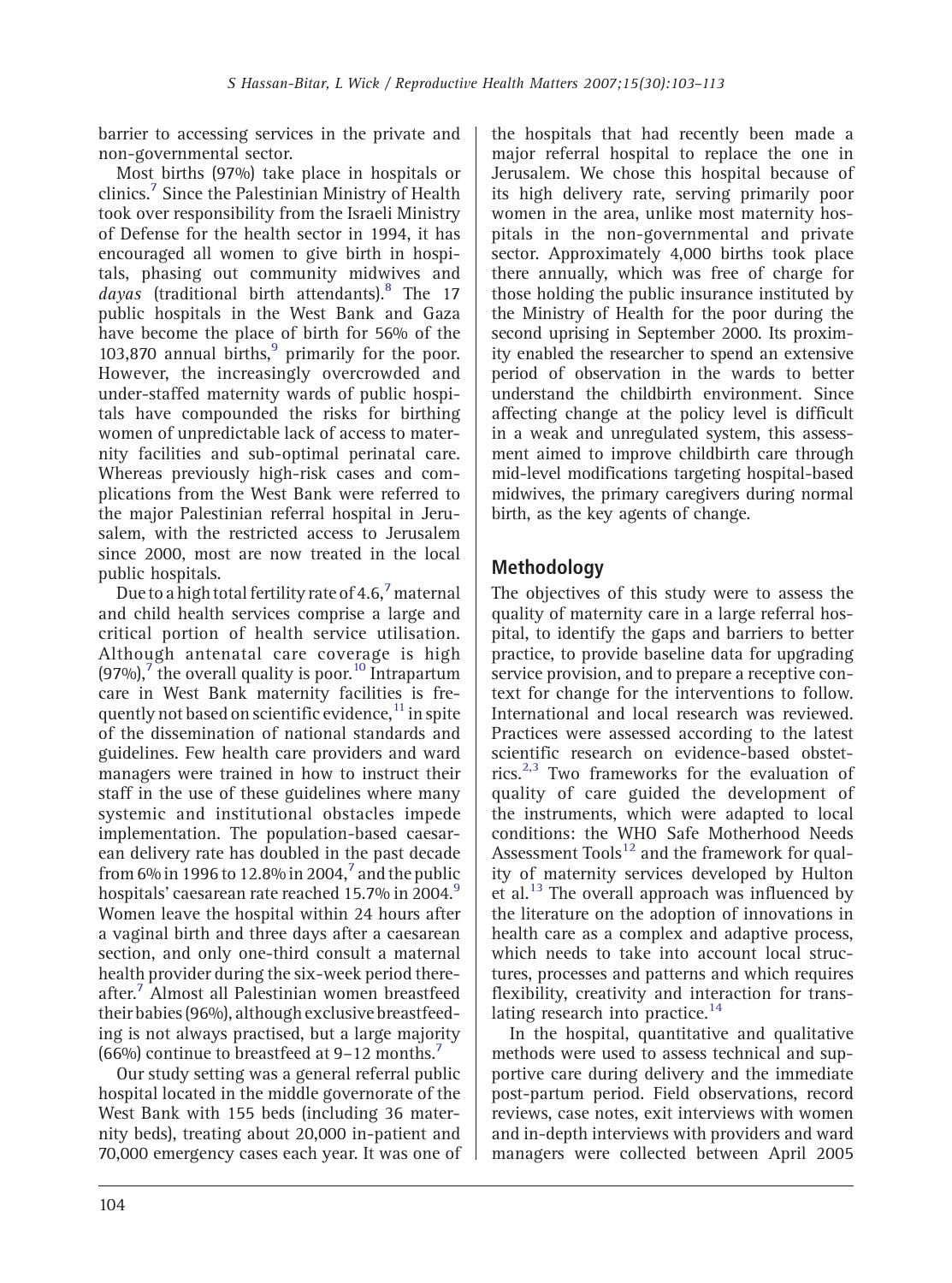barrier to accessing services in the private and non-governmental sector.

Most births (97%) take place in hospitals or clinics.[7] Since the Palestinian Ministry of Health took over responsibility from the Israeli Ministry of Defense for the health sector in 1994, it has encouraged all women to give birth in hospitals, phasing out community midwives and *dayas* (traditional birth attendants).[8] The 17 public hospitals in the West Bank and Gaza have become the place of birth for 56% of the 103,870 annual births,[9] primarily for the poor. However, the increasingly overcrowded and under-staffed maternity wards of public hospitals have compounded the risks for birthing women of unpredictable lack of access to maternity facilities and sub-optimal perinatal care. Whereas previously high-risk cases and complications from the West Bank were referred to the major Palestinian referral hospital in Jerusalem, with the restricted access to Jerusalem since 2000, most are now treated in the local public hospitals.

Due to a high total fertility rate of 4.6,[7] maternal and child health services comprise a large and critical portion of health service utilisation. Although antenatal care coverage is high (97%),[7] the overall quality is poor.[10] Intrapartum care in West Bank maternity facilities is frequently not based on scientific evidence,[11] in spite of the dissemination of national standards and guidelines. Few health care providers and ward managers were trained in how to instruct their staff in the use of these guidelines where many systemic and institutional obstacles impede implementation. The population-based caesarean delivery rate has doubled in the past decade from 6% in 1996 to 12.8% in 2004,[7] and the public hospitals' caesarean rate reached 15.7% in 2004.[9] Women leave the hospital within 24 hours after a vaginal birth and three days after a caesarean section, and only one-third consult a maternal health provider during the six-week period thereafter.[7] Almost all Palestinian women breastfeed their babies (96%), although exclusive breastfeeding is not always practised, but a large majority (66%) continue to breastfeed at 9–12 months.[7]

Our study setting was a general referral public hospital located in the middle governorate of the West Bank with 155 beds (including 36 maternity beds), treating about 20,000 in-patient and 70,000 emergency cases each year. It was one of the hospitals that had recently been made a major referral hospital to replace the one in Jerusalem. We chose this hospital because of its high delivery rate, serving primarily poor women in the area, unlike most maternity hospitals in the non-governmental and private sector. Approximately 4,000 births took place there annually, which was free of charge for those holding the public insurance instituted by the Ministry of Health for the poor during the second uprising in September 2000. Its proximity enabled the researcher to spend an extensive period of observation in the wards to better understand the childbirth environment. Since affecting change at the policy level is difficult in a weak and unregulated system, this assessment aimed to improve childbirth care through mid-level modifications targeting hospital-based midwives, the primary caregivers during normal birth, as the key agents of change.

## Methodology

The objectives of this study were to assess the quality of maternity care in a large referral hospital, to identify the gaps and barriers to better practice, to provide baseline data for upgrading service provision, and to prepare a receptive context for change for the interventions to follow. International and local research was reviewed. Practices were assessed according to the latest scientific research on evidence-based obstetrics.[2,3] Two frameworks for the evaluation of quality of care guided the development of the instruments, which were adapted to local conditions: the WHO Safe Motherhood Needs Assessment Tools[12] and the framework for quality of maternity services developed by Hulton et al.[13] The overall approach was influenced by the literature on the adoption of innovations in health care as a complex and adaptive process, which needs to take into account local structures, processes and patterns and which requires flexibility, creativity and interaction for translating research into practice.[14]

In the hospital, quantitative and qualitative methods were used to assess technical and supportive care during delivery and the immediate post-partum period. Field observations, record reviews, case notes, exit interviews with women and in-depth interviews with providers and ward managers were collected between April 2005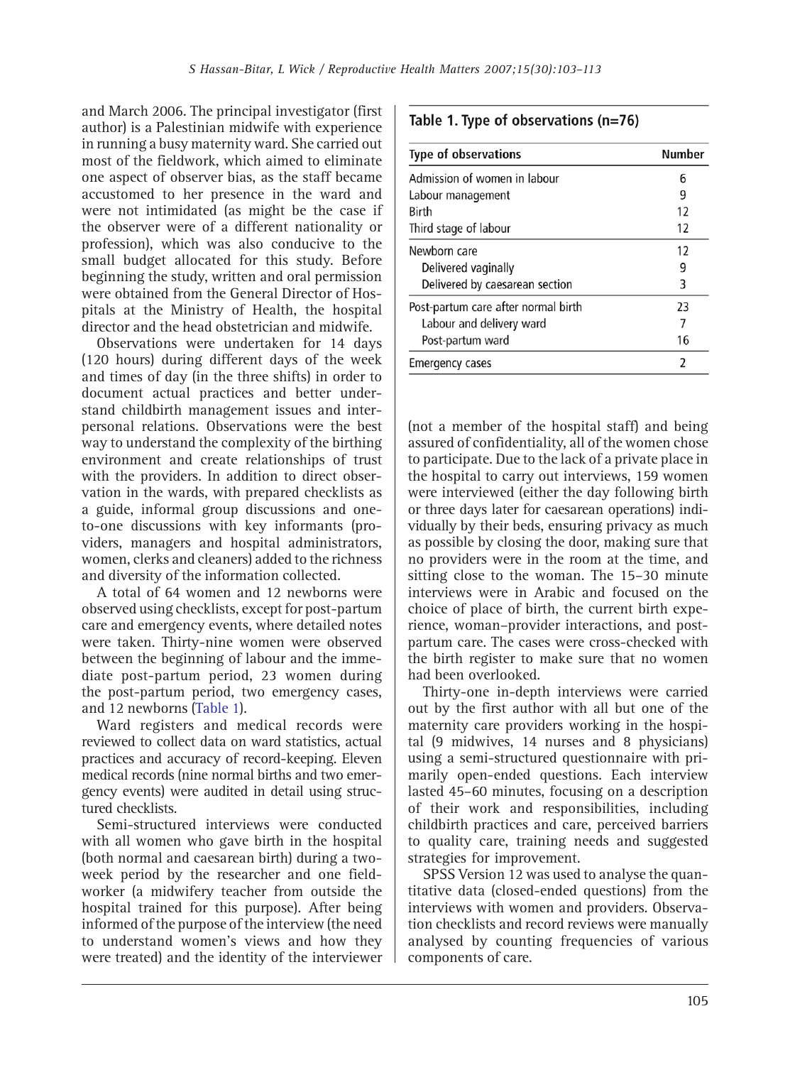and March 2006. The principal investigator (first author) is a Palestinian midwife with experience in running a busy maternity ward. She carried out most of the fieldwork, which aimed to eliminate one aspect of observer bias, as the staff became accustomed to her presence in the ward and were not intimidated (as might be the case if the observer were of a different nationality or profession), which was also conducive to the small budget allocated for this study. Before beginning the study, written and oral permission were obtained from the General Director of Hospitals at the Ministry of Health, the hospital director and the head obstetrician and midwife.

Observations were undertaken for 14 days (120 hours) during different days of the week and times of day (in the three shifts) in order to document actual practices and better understand childbirth management issues and interpersonal relations. Observations were the best way to understand the complexity of the birthing environment and create relationships of trust with the providers. In addition to direct observation in the wards, with prepared checklists as a guide, informal group discussions and one-to-one discussions with key informants (providers, managers and hospital administrators, women, clerks and cleaners) added to the richness and diversity of the information collected.

A total of 64 women and 12 newborns were observed using checklists, except for post-partum care and emergency events, where detailed notes were taken. Thirty-nine women were observed between the beginning of labour and the immediate post-partum period, 23 women during the post-partum period, two emergency cases, and 12 newborns (Table 1).

**Table 1. Type of observations (n=76)**

| Type of observations | Number |
|---|---|
| Admission of women in labour | 6 |
| Labour management | 9 |
| Birth | 12 |
| Third stage of labour | 12 |
| Newborn care | 12 |
| Delivered vaginally | 9 |
| Delivered by caesarean section | 3 |
| Post-partum care after normal birth | 23 |
| Labour and delivery ward | 7 |
| Post-partum ward | 16 |
| Emergency cases | 2 |

Ward registers and medical records were reviewed to collect data on ward statistics, actual practices and accuracy of record-keeping. Eleven medical records (nine normal births and two emergency events) were audited in detail using structured checklists.

Semi-structured interviews were conducted with all women who gave birth in the hospital (both normal and caesarean birth) during a two-week period by the researcher and one fieldworker (a midwifery teacher from outside the hospital trained for this purpose). After being informed of the purpose of the interview (the need to understand women's views and how they were treated) and the identity of the interviewer (not a member of the hospital staff) and being assured of confidentiality, all of the women chose to participate. Due to the lack of a private place in the hospital to carry out interviews, 159 women were interviewed (either the day following birth or three days later for caesarean operations) individually by their beds, ensuring privacy as much as possible by closing the door, making sure that no providers were in the room at the time, and sitting close to the woman. The 15–30 minute interviews were in Arabic and focused on the choice of place of birth, the current birth experience, woman–provider interactions, and post-partum care. The cases were cross-checked with the birth register to make sure that no women had been overlooked.

Thirty-one in-depth interviews were carried out by the first author with all but one of the maternity care providers working in the hospital (9 midwives, 14 nurses and 8 physicians) using a semi-structured questionnaire with primarily open-ended questions. Each interview lasted 45–60 minutes, focusing on a description of their work and responsibilities, including childbirth practices and care, perceived barriers to quality care, training needs and suggested strategies for improvement.

SPSS Version 12 was used to analyse the quantitative data (closed-ended questions) from the interviews with women and providers. Observation checklists and record reviews were manually analysed by counting frequencies of various components of care.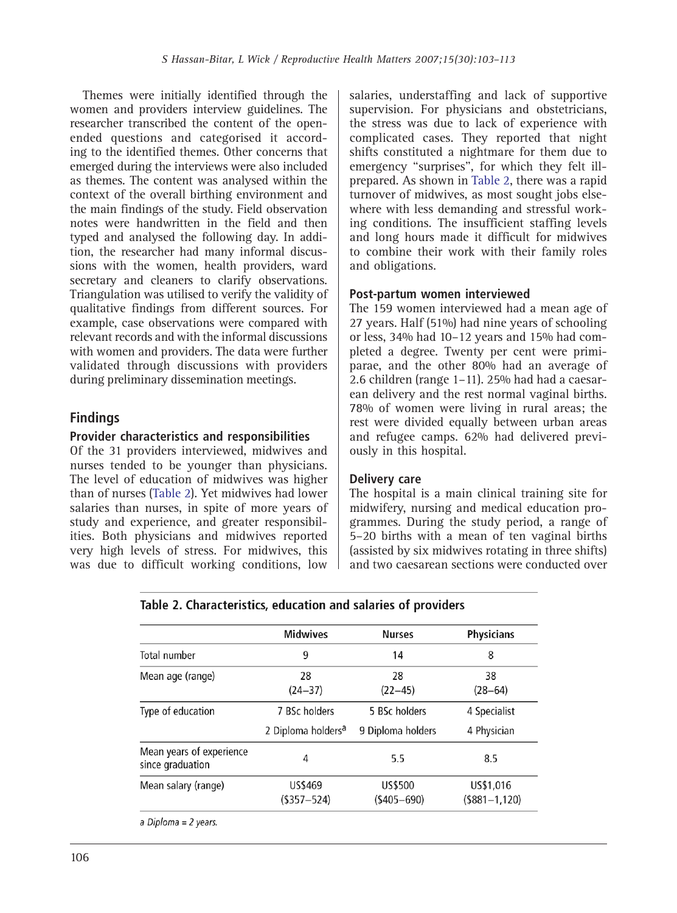Themes were initially identified through the women and providers interview guidelines. The researcher transcribed the content of the open-ended questions and categorised it according to the identified themes. Other concerns that emerged during the interviews were also included as themes. The content was analysed within the context of the overall birthing environment and the main findings of the study. Field observation notes were handwritten in the field and then typed and analysed the following day. In addition, the researcher had many informal discussions with the women, health providers, ward secretary and cleaners to clarify observations. Triangulation was utilised to verify the validity of qualitative findings from different sources. For example, case observations were compared with relevant records and with the informal discussions with women and providers. The data were further validated through discussions with providers during preliminary dissemination meetings.

## Findings

### Provider characteristics and responsibilities

Of the 31 providers interviewed, midwives and nurses tended to be younger than physicians. The level of education of midwives was higher than of nurses (Table 2). Yet midwives had lower salaries than nurses, in spite of more years of study and experience, and greater responsibilities. Both physicians and midwives reported very high levels of stress. For midwives, this was due to difficult working conditions, low salaries, understaffing and lack of supportive supervision. For physicians and obstetricians, the stress was due to lack of experience with complicated cases. They reported that night shifts constituted a nightmare for them due to emergency "surprises", for which they felt ill-prepared. As shown in Table 2, there was a rapid turnover of midwives, as most sought jobs elsewhere with less demanding and stressful working conditions. The insufficient staffing levels and long hours made it difficult for midwives to combine their work with their family roles and obligations.

### Post-partum women interviewed

The 159 women interviewed had a mean age of 27 years. Half (51%) had nine years of schooling or less, 34% had 10–12 years and 15% had completed a degree. Twenty per cent were primiparae, and the other 80% had an average of 2.6 children (range 1–11). 25% had had a caesarean delivery and the rest normal vaginal births. 78% of women were living in rural areas; the rest were divided equally between urban areas and refugee camps. 62% had delivered previously in this hospital.

### Delivery care

The hospital is a main clinical training site for midwifery, nursing and medical education programmes. During the study period, a range of 5–20 births with a mean of ten vaginal births (assisted by six midwives rotating in three shifts) and two caesarean sections were conducted over

**Table 2. Characteristics, education and salaries of providers**

| | Midwives | Nurses | Physicians |
|---|---|---|---|
| Total number | 9 | 14 | 8 |
| Mean age (range) | 28 (24–37) | 28 (22–45) | 38 (28–64) |
| Type of education | 7 BSc holders | 5 BSc holders | 4 Specialist |
| | 2 Diploma holders[a] | 9 Diploma holders | 4 Physician |
| Mean years of experience since graduation | 4 | 5.5 | 8.5 |
| Mean salary (range) | US$469 ($357–524) | US$500 ($405–690) | US$1,016 ($881–1,120) |

*a Diploma = 2 years.*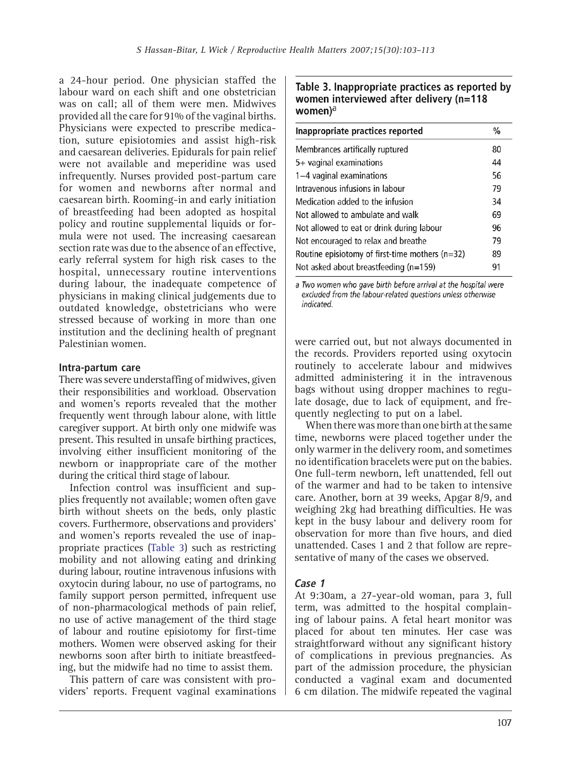a 24-hour period. One physician staffed the labour ward on each shift and one obstetrician was on call; all of them were men. Midwives provided all the care for 91% of the vaginal births. Physicians were expected to prescribe medication, suture episiotomies and assist high-risk and caesarean deliveries. Epidurals for pain relief were not available and meperidine was used infrequently. Nurses provided post-partum care for women and newborns after normal and caesarean birth. Rooming-in and early initiation of breastfeeding had been adopted as hospital policy and routine supplemental liquids or formula were not used. The increasing caesarean section rate was due to the absence of an effective, early referral system for high risk cases to the hospital, unnecessary routine interventions during labour, the inadequate competence of physicians in making clinical judgements due to outdated knowledge, obstetricians who were stressed because of working in more than one institution and the declining health of pregnant Palestinian women.

### Intra-partum care

There was severe understaffing of midwives, given their responsibilities and workload. Observation and women's reports revealed that the mother frequently went through labour alone, with little caregiver support. At birth only one midwife was present. This resulted in unsafe birthing practices, involving either insufficient monitoring of the newborn or inappropriate care of the mother during the critical third stage of labour.

Infection control was insufficient and supplies frequently not available; women often gave birth without sheets on the beds, only plastic covers. Furthermore, observations and providers' and women's reports revealed the use of inappropriate practices (Table 3) such as restricting mobility and not allowing eating and drinking during labour, routine intravenous infusions with oxytocin during labour, no use of partograms, no family support person permitted, infrequent use of non-pharmacological methods of pain relief, no use of active management of the third stage of labour and routine episiotomy for first-time mothers. Women were observed asking for their newborns soon after birth to initiate breastfeeding, but the midwife had no time to assist them.

**Table 3. Inappropriate practices as reported by women interviewed after delivery (n=118 women)[a]**

| Inappropriate practices reported | % |
|---|---|
| Membrances artifically ruptured | 80 |
| 5+ vaginal examinations | 44 |
| 1–4 vaginal examinations | 56 |
| Intravenous infusions in labour | 79 |
| Medication added to the infusion | 34 |
| Not allowed to ambulate and walk | 69 |
| Not allowed to eat or drink during labour | 96 |
| Not encouraged to relax and breathe | 79 |
| Routine episiotomy of first-time mothers (n=32) | 89 |
| Not asked about breastfeeding (n=159) | 91 |

*a Two women who gave birth before arrival at the hospital were excluded from the labour-related questions unless otherwise indicated.*

This pattern of care was consistent with providers' reports. Frequent vaginal examinations were carried out, but not always documented in the records. Providers reported using oxytocin routinely to accelerate labour and midwives admitted administering it in the intravenous bags without using dropper machines to regulate dosage, due to lack of equipment, and frequently neglecting to put on a label.

When there was more than one birth at the same time, newborns were placed together under the only warmer in the delivery room, and sometimes no identification bracelets were put on the babies. One full-term newborn, left unattended, fell out of the warmer and had to be taken to intensive care. Another, born at 39 weeks, Apgar 8/9, and weighing 2kg had breathing difficulties. He was kept in the busy labour and delivery room for observation for more than five hours, and died unattended. Cases 1 and 2 that follow are representative of many of the cases we observed.

### *Case 1*

At 9:30am, a 27-year-old woman, para 3, full term, was admitted to the hospital complaining of labour pains. A fetal heart monitor was placed for about ten minutes. Her case was straightforward without any significant history of complications in previous pregnancies. As part of the admission procedure, the physician conducted a vaginal exam and documented 6 cm dilation. The midwife repeated the vaginal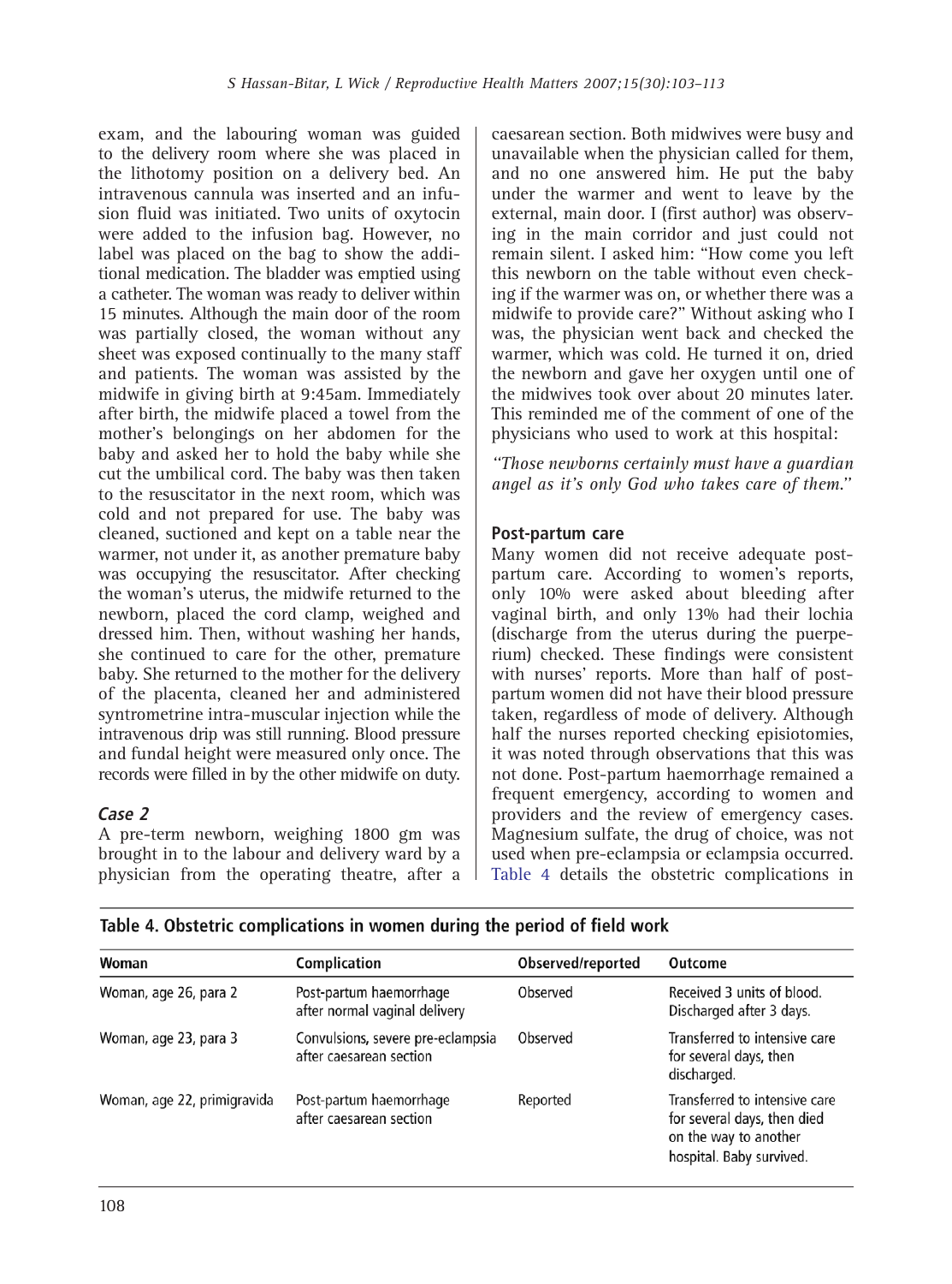exam, and the labouring woman was guided to the delivery room where she was placed in the lithotomy position on a delivery bed. An intravenous cannula was inserted and an infusion fluid was initiated. Two units of oxytocin were added to the infusion bag. However, no label was placed on the bag to show the additional medication. The bladder was emptied using a catheter. The woman was ready to deliver within 15 minutes. Although the main door of the room was partially closed, the woman without any sheet was exposed continually to the many staff and patients. The woman was assisted by the midwife in giving birth at 9:45am. Immediately after birth, the midwife placed a towel from the mother's belongings on her abdomen for the baby and asked her to hold the baby while she cut the umbilical cord. The baby was then taken to the resuscitator in the next room, which was cold and not prepared for use. The baby was cleaned, suctioned and kept on a table near the warmer, not under it, as another premature baby was occupying the resuscitator. After checking the woman's uterus, the midwife returned to the newborn, placed the cord clamp, weighed and dressed him. Then, without washing her hands, she continued to care for the other, premature baby. She returned to the mother for the delivery of the placenta, cleaned her and administered syntrometrine intra-muscular injection while the intravenous drip was still running. Blood pressure and fundal height were measured only once. The records were filled in by the other midwife on duty.

### Case 2

A pre-term newborn, weighing 1800 gm was brought in to the labour and delivery ward by a physician from the operating theatre, after a caesarean section. Both midwives were busy and unavailable when the physician called for them, and no one answered him. He put the baby under the warmer and went to leave by the external, main door. I (first author) was observing in the main corridor and just could not remain silent. I asked him: "How come you left this newborn on the table without even checking if the warmer was on, or whether there was a midwife to provide care?" Without asking who I was, the physician went back and checked the warmer, which was cold. He turned it on, dried the newborn and gave her oxygen until one of the midwives took over about 20 minutes later. This reminded me of the comment of one of the physicians who used to work at this hospital:

*"Those newborns certainly must have a guardian angel as it's only God who takes care of them."*

## Post-partum care

Many women did not receive adequate post-partum care. According to women's reports, only 10% were asked about bleeding after vaginal birth, and only 13% had their lochia (discharge from the uterus during the puerperium) checked. These findings were consistent with nurses' reports. More than half of post-partum women did not have their blood pressure taken, regardless of mode of delivery. Although half the nurses reported checking episiotomies, it was noted through observations that this was not done. Post-partum haemorrhage remained a frequent emergency, according to women and providers and the review of emergency cases. Magnesium sulfate, the drug of choice, was not used when pre-eclampsia or eclampsia occurred. Table 4 details the obstetric complications in

**Table 4. Obstetric complications in women during the period of field work**

| Woman | Complication | Observed/reported | Outcome |
|---|---|---|---|
| Woman, age 26, para 2 | Post-partum haemorrhage after normal vaginal delivery | Observed | Received 3 units of blood. Discharged after 3 days. |
| Woman, age 23, para 3 | Convulsions, severe pre-eclampsia after caesarean section | Observed | Transferred to intensive care for several days, then discharged. |
| Woman, age 22, primigravida | Post-partum haemorrhage after caesarean section | Reported | Transferred to intensive care for several days, then died on the way to another hospital. Baby survived. |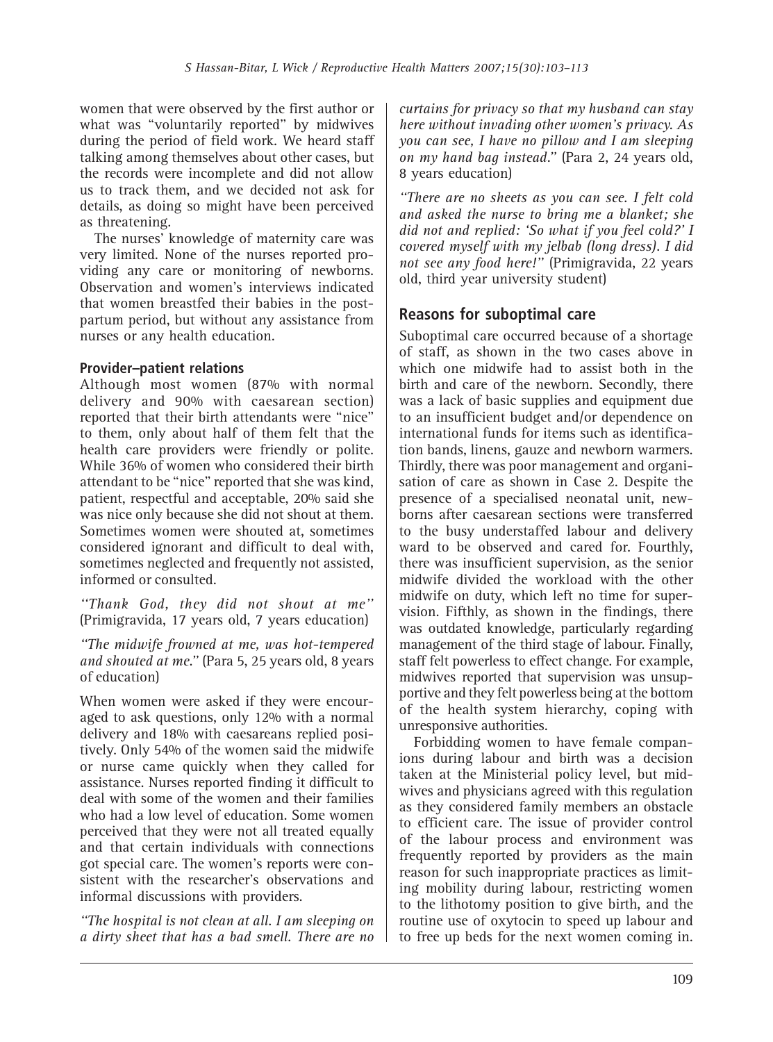women that were observed by the first author or what was "voluntarily reported" by midwives during the period of field work. We heard staff talking among themselves about other cases, but the records were incomplete and did not allow us to track them, and we decided not ask for details, as doing so might have been perceived as threatening.

The nurses' knowledge of maternity care was very limited. None of the nurses reported providing any care or monitoring of newborns. Observation and women's interviews indicated that women breastfed their babies in the postpartum period, but without any assistance from nurses or any health education.

### Provider–patient relations

Although most women (87% with normal delivery and 90% with caesarean section) reported that their birth attendants were "nice" to them, only about half of them felt that the health care providers were friendly or polite. While 36% of women who considered their birth attendant to be "nice" reported that she was kind, patient, respectful and acceptable, 20% said she was nice only because she did not shout at them. Sometimes women were shouted at, sometimes considered ignorant and difficult to deal with, sometimes neglected and frequently not assisted, informed or consulted.

*"Thank God, they did not shout at me"* (Primigravida, 17 years old, 7 years education)

*"The midwife frowned at me, was hot-tempered and shouted at me."* (Para 5, 25 years old, 8 years of education)

When women were asked if they were encouraged to ask questions, only 12% with a normal delivery and 18% with caesareans replied positively. Only 54% of the women said the midwife or nurse came quickly when they called for assistance. Nurses reported finding it difficult to deal with some of the women and their families who had a low level of education. Some women perceived that they were not all treated equally and that certain individuals with connections got special care. The women's reports were consistent with the researcher's observations and informal discussions with providers.

*"The hospital is not clean at all. I am sleeping on a dirty sheet that has a bad smell. There are no curtains for privacy so that my husband can stay here without invading other women's privacy. As you can see, I have no pillow and I am sleeping on my hand bag instead."* (Para 2, 24 years old, 8 years education)

*"There are no sheets as you can see. I felt cold and asked the nurse to bring me a blanket; she did not and replied: 'So what if you feel cold?' I covered myself with my jelbab (long dress). I did not see any food here!"* (Primigravida, 22 years old, third year university student)

## Reasons for suboptimal care

Suboptimal care occurred because of a shortage of staff, as shown in the two cases above in which one midwife had to assist both in the birth and care of the newborn. Secondly, there was a lack of basic supplies and equipment due to an insufficient budget and/or dependence on international funds for items such as identification bands, linens, gauze and newborn warmers. Thirdly, there was poor management and organisation of care as shown in Case 2. Despite the presence of a specialised neonatal unit, newborns after caesarean sections were transferred to the busy understaffed labour and delivery ward to be observed and cared for. Fourthly, there was insufficient supervision, as the senior midwife divided the workload with the other midwife on duty, which left no time for supervision. Fifthly, as shown in the findings, there was outdated knowledge, particularly regarding management of the third stage of labour. Finally, staff felt powerless to effect change. For example, midwives reported that supervision was unsupportive and they felt powerless being at the bottom of the health system hierarchy, coping with unresponsive authorities.

Forbidding women to have female companions during labour and birth was a decision taken at the Ministerial policy level, but midwives and physicians agreed with this regulation as they considered family members an obstacle to efficient care. The issue of provider control of the labour process and environment was frequently reported by providers as the main reason for such inappropriate practices as limiting mobility during labour, restricting women to the lithotomy position to give birth, and the routine use of oxytocin to speed up labour and to free up beds for the next women coming in.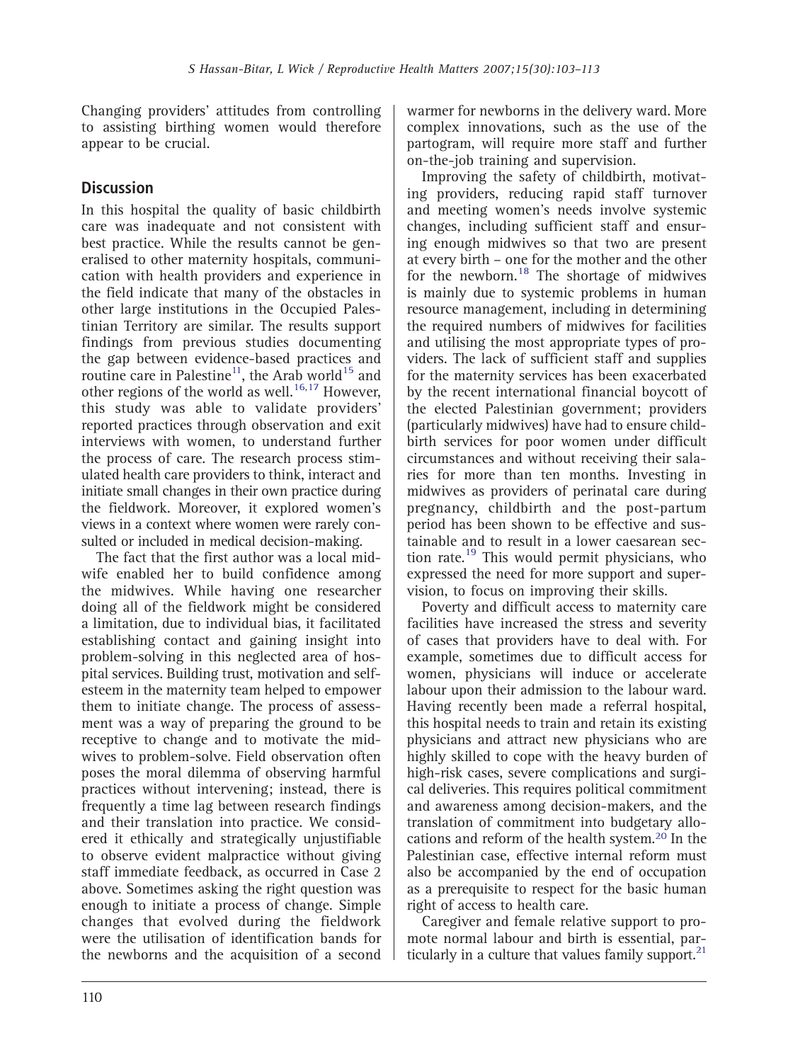Changing providers' attitudes from controlling to assisting birthing women would therefore appear to be crucial.

## Discussion

In this hospital the quality of basic childbirth care was inadequate and not consistent with best practice. While the results cannot be generalised to other maternity hospitals, communication with health providers and experience in the field indicate that many of the obstacles in other large institutions in the Occupied Palestinian Territory are similar. The results support findings from previous studies documenting the gap between evidence-based practices and routine care in Palestine[11], the Arab world[15] and other regions of the world as well.[16,17] However, this study was able to validate providers' reported practices through observation and exit interviews with women, to understand further the process of care. The research process stimulated health care providers to think, interact and initiate small changes in their own practice during the fieldwork. Moreover, it explored women's views in a context where women were rarely consulted or included in medical decision-making.

The fact that the first author was a local midwife enabled her to build confidence among the midwives. While having one researcher doing all of the fieldwork might be considered a limitation, due to individual bias, it facilitated establishing contact and gaining insight into problem-solving in this neglected area of hospital services. Building trust, motivation and self-esteem in the maternity team helped to empower them to initiate change. The process of assessment was a way of preparing the ground to be receptive to change and to motivate the midwives to problem-solve. Field observation often poses the moral dilemma of observing harmful practices without intervening; instead, there is frequently a time lag between research findings and their translation into practice. We considered it ethically and strategically unjustifiable to observe evident malpractice without giving staff immediate feedback, as occurred in Case 2 above. Sometimes asking the right question was enough to initiate a process of change. Simple changes that evolved during the fieldwork were the utilisation of identification bands for the newborns and the acquisition of a second warmer for newborns in the delivery ward. More complex innovations, such as the use of the partogram, will require more staff and further on-the-job training and supervision.

Improving the safety of childbirth, motivating providers, reducing rapid staff turnover and meeting women's needs involve systemic changes, including sufficient staff and ensuring enough midwives so that two are present at every birth – one for the mother and the other for the newborn.[18] The shortage of midwives is mainly due to systemic problems in human resource management, including in determining the required numbers of midwives for facilities and utilising the most appropriate types of providers. The lack of sufficient staff and supplies for the maternity services has been exacerbated by the recent international financial boycott of the elected Palestinian government; providers (particularly midwives) have had to ensure childbirth services for poor women under difficult circumstances and without receiving their salaries for more than ten months. Investing in midwives as providers of perinatal care during pregnancy, childbirth and the post-partum period has been shown to be effective and sustainable and to result in a lower caesarean section rate.[19] This would permit physicians, who expressed the need for more support and supervision, to focus on improving their skills.

Poverty and difficult access to maternity care facilities have increased the stress and severity of cases that providers have to deal with. For example, sometimes due to difficult access for women, physicians will induce or accelerate labour upon their admission to the labour ward. Having recently been made a referral hospital, this hospital needs to train and retain its existing physicians and attract new physicians who are highly skilled to cope with the heavy burden of high-risk cases, severe complications and surgical deliveries. This requires political commitment and awareness among decision-makers, and the translation of commitment into budgetary allocations and reform of the health system.[20] In the Palestinian case, effective internal reform must also be accompanied by the end of occupation as a prerequisite to respect for the basic human right of access to health care.

Caregiver and female relative support to promote normal labour and birth is essential, particularly in a culture that values family support.[21]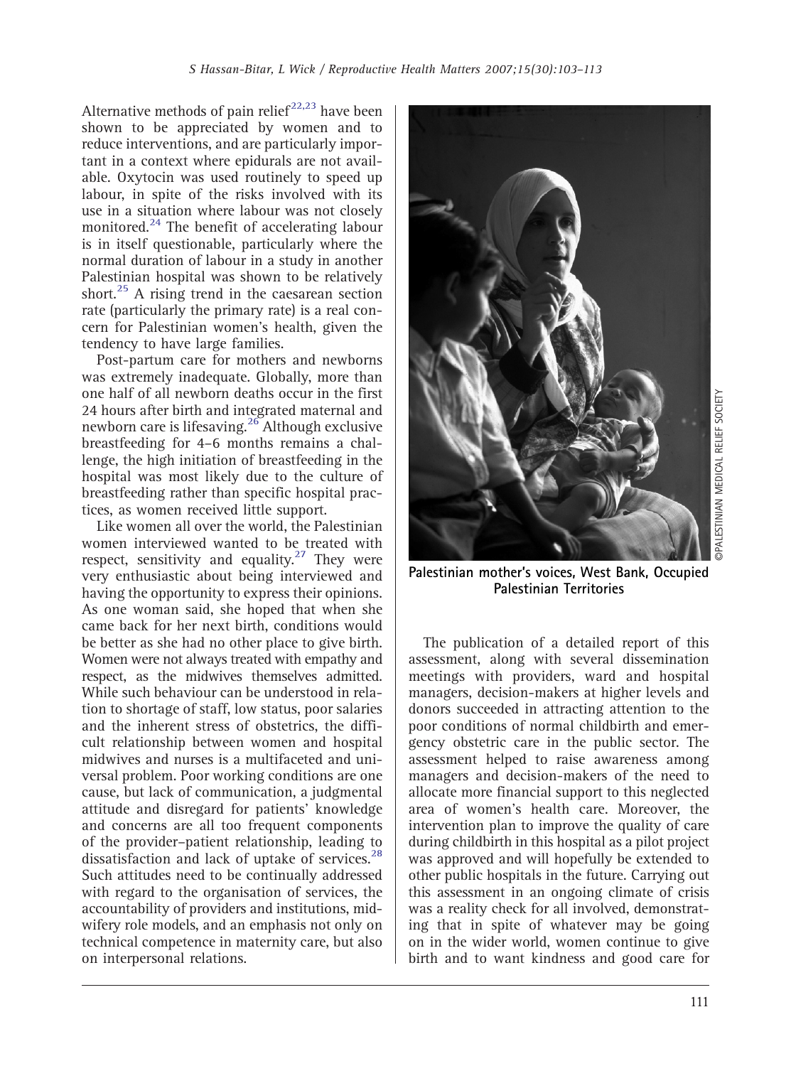Alternative methods of pain relief[22,23] have been shown to be appreciated by women and to reduce interventions, and are particularly important in a context where epidurals are not available. Oxytocin was used routinely to speed up labour, in spite of the risks involved with its use in a situation where labour was not closely monitored.[24] The benefit of accelerating labour is in itself questionable, particularly where the normal duration of labour in a study in another Palestinian hospital was shown to be relatively short.[25] A rising trend in the caesarean section rate (particularly the primary rate) is a real concern for Palestinian women's health, given the tendency to have large families.

Post-partum care for mothers and newborns was extremely inadequate. Globally, more than one half of all newborn deaths occur in the first 24 hours after birth and integrated maternal and newborn care is lifesaving.[26] Although exclusive breastfeeding for 4–6 months remains a challenge, the high initiation of breastfeeding in the hospital was most likely due to the culture of breastfeeding rather than specific hospital practices, as women received little support.

Like women all over the world, the Palestinian women interviewed wanted to be treated with respect, sensitivity and equality.[27] They were very enthusiastic about being interviewed and having the opportunity to express their opinions. As one woman said, she hoped that when she came back for her next birth, conditions would be better as she had no other place to give birth. Women were not always treated with empathy and respect, as the midwives themselves admitted. While such behaviour can be understood in relation to shortage of staff, low status, poor salaries and the inherent stress of obstetrics, the difficult relationship between women and hospital midwives and nurses is a multifaceted and universal problem. Poor working conditions are one cause, but lack of communication, a judgmental attitude and disregard for patients' knowledge and concerns are all too frequent components of the provider–patient relationship, leading to dissatisfaction and lack of uptake of services.[28] Such attitudes need to be continually addressed with regard to the organisation of services, the accountability of providers and institutions, midwifery role models, and an emphasis not only on technical competence in maternity care, but also on interpersonal relations.

©PALESTINIAN MEDICAL RELIEF SOCIETY

**Palestinian mother's voices, West Bank, Occupied Palestinian Territories**

The publication of a detailed report of this assessment, along with several dissemination meetings with providers, ward and hospital managers, decision-makers at higher levels and donors succeeded in attracting attention to the poor conditions of normal childbirth and emergency obstetric care in the public sector. The assessment helped to raise awareness among managers and decision-makers of the need to allocate more financial support to this neglected area of women's health care. Moreover, the intervention plan to improve the quality of care during childbirth in this hospital as a pilot project was approved and will hopefully be extended to other public hospitals in the future. Carrying out this assessment in an ongoing climate of crisis was a reality check for all involved, demonstrating that in spite of whatever may be going on in the wider world, women continue to give birth and to want kindness and good care for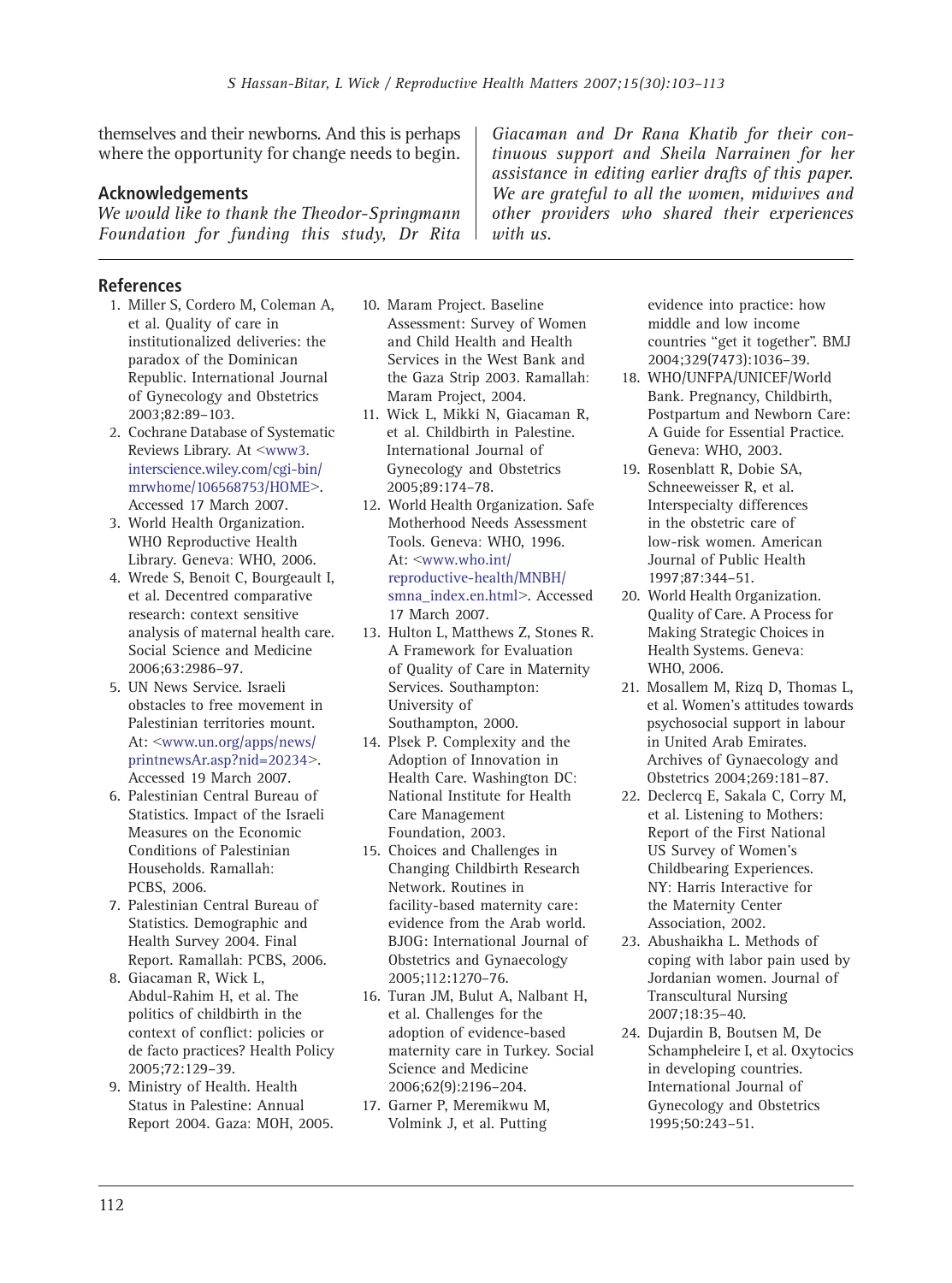themselves and their newborns. And this is perhaps where the opportunity for change needs to begin.

## Acknowledgements

*We would like to thank the Theodor-Springmann Foundation for funding this study, Dr Rita Giacaman and Dr Rana Khatib for their continuous support and Sheila Narrainen for her assistance in editing earlier drafts of this paper. We are grateful to all the women, midwives and other providers who shared their experiences with us.*

## References

1. Miller S, Cordero M, Coleman A, et al. Quality of care in institutionalized deliveries: the paradox of the Dominican Republic. International Journal of Gynecology and Obstetrics 2003;82:89–103.
2. Cochrane Database of Systematic Reviews Library. At <www3.interscience.wiley.com/cgi-bin/mrwhome/106568753/HOME>. Accessed 17 March 2007.
3. World Health Organization. WHO Reproductive Health Library. Geneva: WHO, 2006.
4. Wrede S, Benoit C, Bourgeault I, et al. Decentred comparative research: context sensitive analysis of maternal health care. Social Science and Medicine 2006;63:2986–97.
5. UN News Service. Israeli obstacles to free movement in Palestinian territories mount. At: <www.un.org/apps/news/printnewsAr.asp?nid=20234>. Accessed 19 March 2007.
6. Palestinian Central Bureau of Statistics. Impact of the Israeli Measures on the Economic Conditions of Palestinian Households. Ramallah: PCBS, 2006.
7. Palestinian Central Bureau of Statistics. Demographic and Health Survey 2004. Final Report. Ramallah: PCBS, 2006.
8. Giacaman R, Wick L, Abdul-Rahim H, et al. The politics of childbirth in the context of conflict: policies or de facto practices? Health Policy 2005;72:129–39.
9. Ministry of Health. Health Status in Palestine: Annual Report 2004. Gaza: MOH, 2005.
10. Maram Project. Baseline Assessment: Survey of Women and Child Health and Health Services in the West Bank and the Gaza Strip 2003. Ramallah: Maram Project, 2004.
11. Wick L, Mikki N, Giacaman R, et al. Childbirth in Palestine. International Journal of Gynecology and Obstetrics 2005;89:174–78.
12. World Health Organization. Safe Motherhood Needs Assessment Tools. Geneva: WHO, 1996. At: <www.who.int/reproductive-health/MNBH/smna_index.en.html>. Accessed 17 March 2007.
13. Hulton L, Matthews Z, Stones R. A Framework for Evaluation of Quality of Care in Maternity Services. Southampton: University of Southampton, 2000.
14. Plsek P. Complexity and the Adoption of Innovation in Health Care. Washington DC: National Institute for Health Care Management Foundation, 2003.
15. Choices and Challenges in Changing Childbirth Research Network. Routines in facility-based maternity care: evidence from the Arab world. BJOG: International Journal of Obstetrics and Gynaecology 2005;112:1270–76.
16. Turan JM, Bulut A, Nalbant H, et al. Challenges for the adoption of evidence-based maternity care in Turkey. Social Science and Medicine 2006;62(9):2196–204.
17. Garner P, Meremikwu M, Volmink J, et al. Putting evidence into practice: how middle and low income countries "get it together". BMJ 2004;329(7473):1036–39.
18. WHO/UNFPA/UNICEF/World Bank. Pregnancy, Childbirth, Postpartum and Newborn Care: A Guide for Essential Practice. Geneva: WHO, 2003.
19. Rosenblatt R, Dobie SA, Schneeweisser R, et al. Interspecialty differences in the obstetric care of low-risk women. American Journal of Public Health 1997;87:344–51.
20. World Health Organization. Quality of Care. A Process for Making Strategic Choices in Health Systems. Geneva: WHO, 2006.
21. Mosallem M, Rizq D, Thomas L, et al. Women's attitudes towards psychosocial support in labour in United Arab Emirates. Archives of Gynaecology and Obstetrics 2004;269:181–87.
22. Declercq E, Sakala C, Corry M, et al. Listening to Mothers: Report of the First National US Survey of Women's Childbearing Experiences. NY: Harris Interactive for the Maternity Center Association, 2002.
23. Abushaikha L. Methods of coping with labor pain used by Jordanian women. Journal of Transcultural Nursing 2007;18:35–40.
24. Dujardin B, Boutsen M, De Schampheleire I, et al. Oxytocics in developing countries. International Journal of Gynecology and Obstetrics 1995;50:243–51.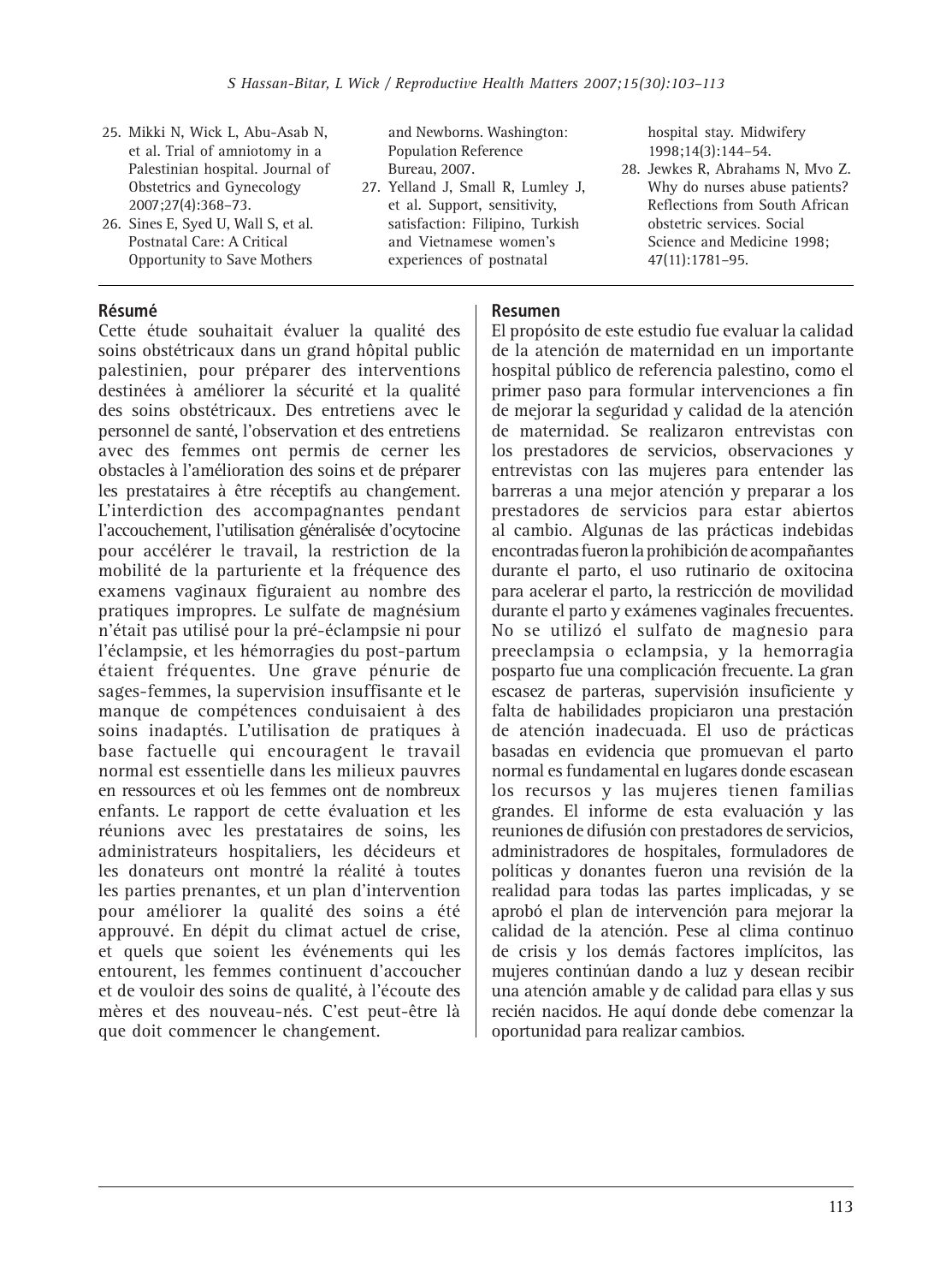25. Mikki N, Wick L, Abu-Asab N, et al. Trial of amniotomy in a Palestinian hospital. Journal of Obstetrics and Gynecology 2007;27(4):368–73.
26. Sines E, Syed U, Wall S, et al. Postnatal Care: A Critical Opportunity to Save Mothers and Newborns. Washington: Population Reference Bureau, 2007.
27. Yelland J, Small R, Lumley J, et al. Support, sensitivity, satisfaction: Filipino, Turkish and Vietnamese women's experiences of postnatal hospital stay. Midwifery 1998;14(3):144–54.
28. Jewkes R, Abrahams N, Mvo Z. Why do nurses abuse patients? Reflections from South African obstetric services. Social Science and Medicine 1998; 47(11):1781–95.

## Résumé

Cette étude souhaitait évaluer la qualité des soins obstétricaux dans un grand hôpital public palestinien, pour préparer des interventions destinées à améliorer la sécurité et la qualité des soins obstétricaux. Des entretiens avec le personnel de santé, l'observation et des entretiens avec des femmes ont permis de cerner les obstacles à l'amélioration des soins et de préparer les prestataires à être réceptifs au changement. L'interdiction des accompagnantes pendant l'accouchement, l'utilisation généralisée d'ocytocine pour accélérer le travail, la restriction de la mobilité de la parturiente et la fréquence des examens vaginaux figuraient au nombre des pratiques impropres. Le sulfate de magnésium n'était pas utilisé pour la pré-éclampsie ni pour l'éclampsie, et les hémorragies du post-partum étaient fréquentes. Une grave pénurie de sages-femmes, la supervision insuffisante et le manque de compétences conduisaient à des soins inadaptés. L'utilisation de pratiques à base factuelle qui encouragent le travail normal est essentielle dans les milieux pauvres en ressources et où les femmes ont de nombreux enfants. Le rapport de cette évaluation et les réunions avec les prestataires de soins, les administrateurs hospitaliers, les décideurs et les donateurs ont montré la réalité à toutes les parties prenantes, et un plan d'intervention pour améliorer la qualité des soins a été approuvé. En dépit du climat actuel de crise, et quels que soient les événements qui les entourent, les femmes continuent d'accoucher et de vouloir des soins de qualité, à l'écoute des mères et des nouveau-nés. C'est peut-être là que doit commencer le changement.

## Resumen

El propósito de este estudio fue evaluar la calidad de la atención de maternidad en un importante hospital público de referencia palestino, como el primer paso para formular intervenciones a fin de mejorar la seguridad y calidad de la atención de maternidad. Se realizaron entrevistas con los prestadores de servicios, observaciones y entrevistas con las mujeres para entender las barreras a una mejor atención y preparar a los prestadores de servicios para estar abiertos al cambio. Algunas de las prácticas indebidas encontradas fueron la prohibición de acompañantes durante el parto, el uso rutinario de oxitocina para acelerar el parto, la restricción de movilidad durante el parto y exámenes vaginales frecuentes. No se utilizó el sulfato de magnesio para preeclampsia o eclampsia, y la hemorragia posparto fue una complicación frecuente. La gran escasez de parteras, supervisión insuficiente y falta de habilidades propiciaron una prestación de atención inadecuada. El uso de prácticas basadas en evidencia que promuevan el parto normal es fundamental en lugares donde escasean los recursos y las mujeres tienen familias grandes. El informe de esta evaluación y las reuniones de difusión con prestadores de servicios, administradores de hospitales, formuladores de políticas y donantes fueron una revisión de la realidad para todas las partes implicadas, y se aprobó el plan de intervención para mejorar la calidad de la atención. Pese al clima continuo de crisis y los demás factores implícitos, las mujeres continúan dando a luz y desean recibir una atención amable y de calidad para ellas y sus recién nacidos. He aquí donde debe comenzar la oportunidad para realizar cambios.